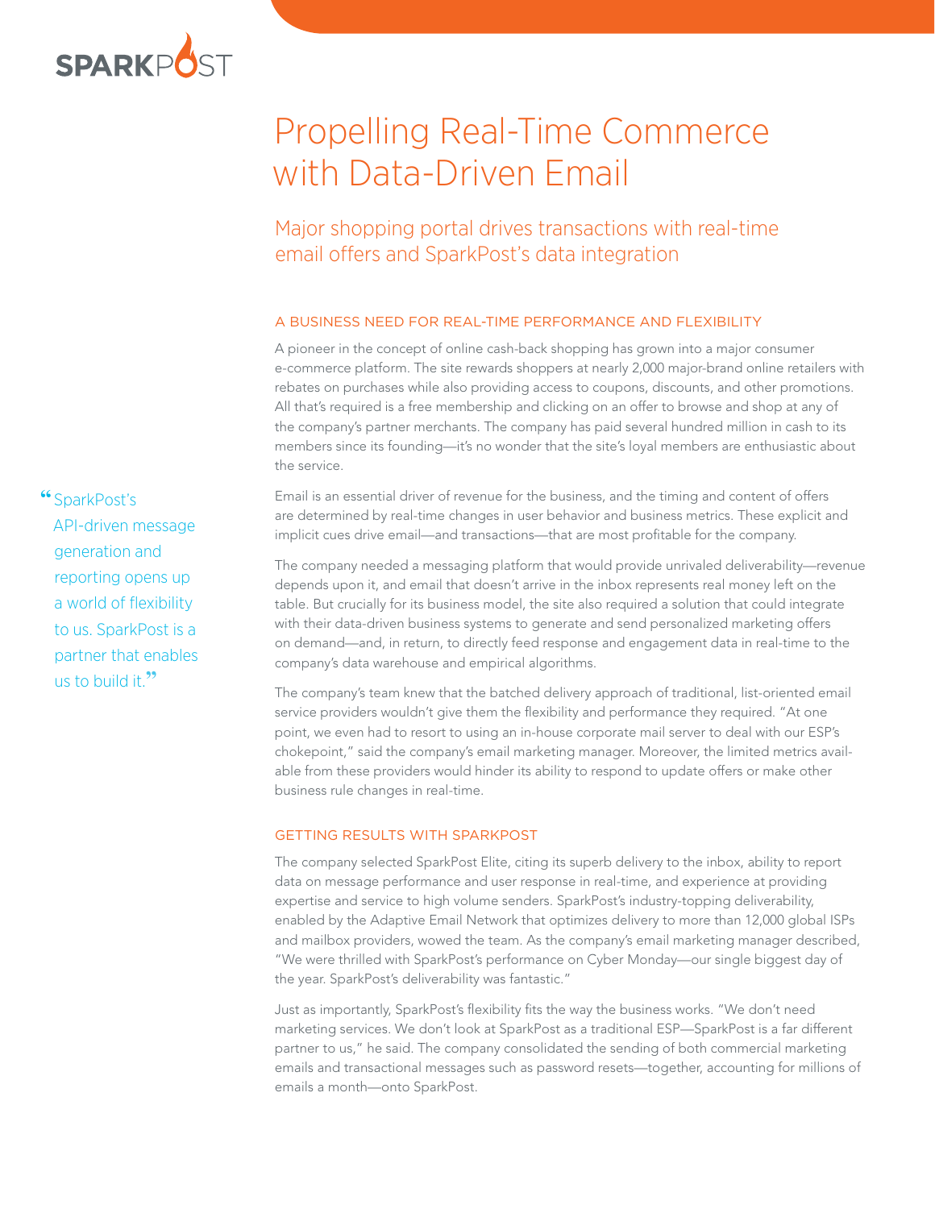SPARKPOST

# Propelling Real-Time Commerce with Data-Driven Email

## Major shopping portal drives transactions with real-time email offers and SparkPost's data integration

### A BUSINESS NEED FOR REAL-TIME PERFORMANCE AND FLEXIBILITY

A pioneer in the concept of online cash-back shopping has grown into a major consumer e-commerce platform. The site rewards shoppers at nearly 2,000 major-brand online retailers with rebates on purchases while also providing access to coupons, discounts, and other promotions. All that's required is a free membership and clicking on an offer to browse and shop at any of the company's partner merchants. The company has paid several hundred million in cash to its members since its founding—it's no wonder that the site's loyal members are enthusiastic about the service.

Email is an essential driver of revenue for the business, and the timing and content of offers are determined by real-time changes in user behavior and business metrics. These explicit and implicit cues drive email—and transactions—that are most profitable for the company.

> "SparkPost's API-driven message generation and reporting opens up a world of flexibility to us. SparkPost is a partner that enables us to build it."

The company needed a messaging platform that would provide unrivaled deliverability—revenue depends upon it, and email that doesn't arrive in the inbox represents real money left on the table. But crucially for its business model, the site also required a solution that could integrate with their data-driven business systems to generate and send personalized marketing offers on demand—and, in return, to directly feed response and engagement data in real-time to the company's data warehouse and empirical algorithms.

The company's team knew that the batched delivery approach of traditional, list-oriented email service providers wouldn't give them the flexibility and performance they required. "At one point, we even had to resort to using an in-house corporate mail server to deal with our ESP's chokepoint," said the company's email marketing manager. Moreover, the limited metrics available from these providers would hinder its ability to respond to update offers or make other business rule changes in real-time.

### GETTING RESULTS WITH SPARKPOST

The company selected SparkPost Elite, citing its superb delivery to the inbox, ability to report data on message performance and user response in real-time, and experience at providing expertise and service to high volume senders. SparkPost's industry-topping deliverability, enabled by the Adaptive Email Network that optimizes delivery to more than 12,000 global ISPs and mailbox providers, wowed the team. As the company's email marketing manager described, "We were thrilled with SparkPost's performance on Cyber Monday—our single biggest day of the year. SparkPost's deliverability was fantastic."

Just as importantly, SparkPost's flexibility fits the way the business works. "We don't need marketing services. We don't look at SparkPost as a traditional ESP—SparkPost is a far different partner to us," he said. The company consolidated the sending of both commercial marketing emails and transactional messages such as password resets—together, accounting for millions of emails a month—onto SparkPost.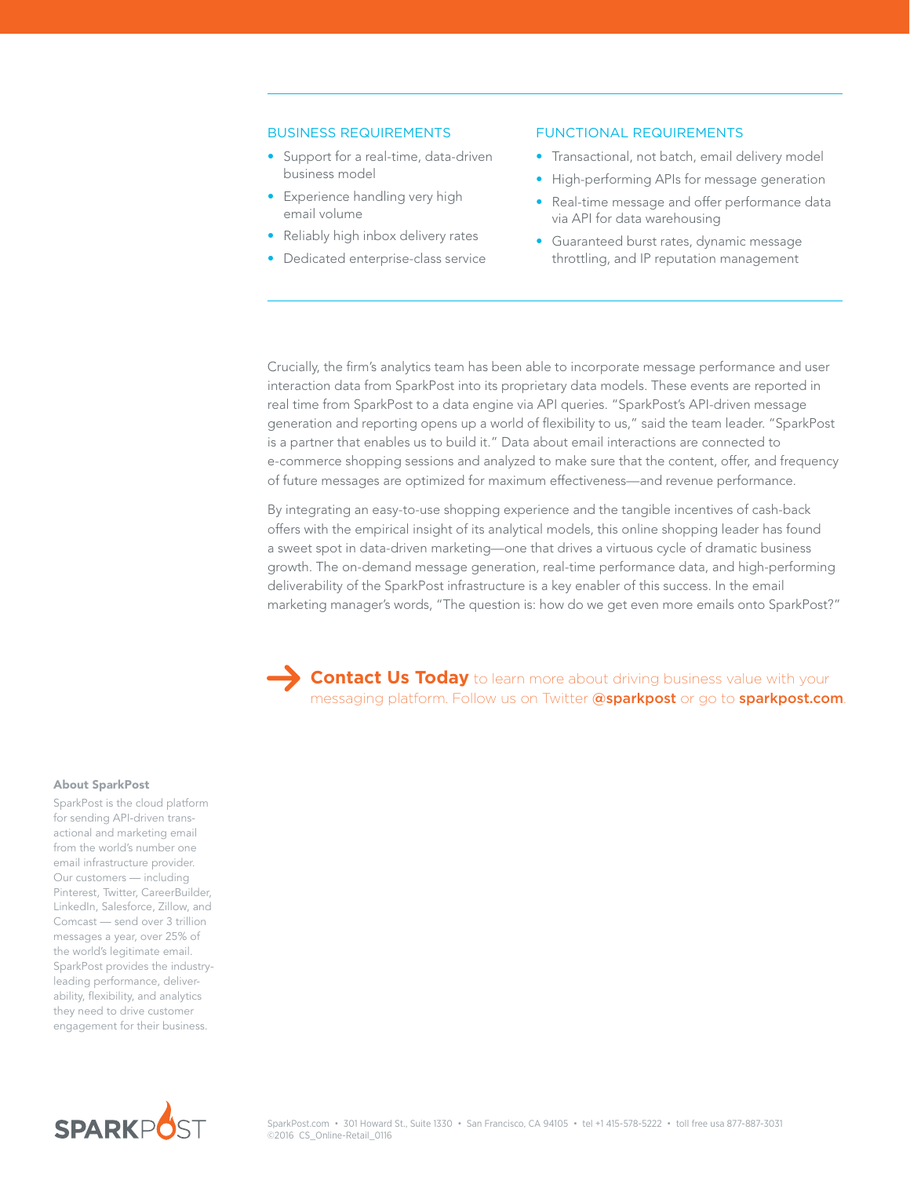## BUSINESS REQUIREMENTS

- Support for a real-time, data-driven business model
- Experience handling very high email volume
- Reliably high inbox delivery rates
- Dedicated enterprise-class service

## FUNCTIONAL REQUIREMENTS

- Transactional, not batch, email delivery model
- High-performing APIs for message generation
- Real-time message and offer performance data via API for data warehousing
- Guaranteed burst rates, dynamic message throttling, and IP reputation management

Crucially, the firm's analytics team has been able to incorporate message performance and user interaction data from SparkPost into its proprietary data models. These events are reported in real time from SparkPost to a data engine via API queries. "SparkPost's API-driven message generation and reporting opens up a world of flexibility to us," said the team leader. "SparkPost is a partner that enables us to build it." Data about email interactions are connected to e-commerce shopping sessions and analyzed to make sure that the content, offer, and frequency of future messages are optimized for maximum effectiveness—and revenue performance.

By integrating an easy-to-use shopping experience and the tangible incentives of cash-back offers with the empirical insight of its analytical models, this online shopping leader has found a sweet spot in data-driven marketing—one that drives a virtuous cycle of dramatic business growth. The on-demand message generation, real-time performance data, and high-performing deliverability of the SparkPost infrastructure is a key enabler of this success. In the email marketing manager's words, "The question is: how do we get even more emails onto SparkPost?"

**Contact Us Today** to learn more about driving business value with your messaging platform. Follow us on Twitter **@sparkpost** or go to **sparkpost.com**.

**About SparkPost**

SparkPost is the cloud platform for sending API-driven transactional and marketing email from the world's number one email infrastructure provider. Our customers — including Pinterest, Twitter, CareerBuilder, LinkedIn, Salesforce, Zillow, and Comcast — send over 3 trillion messages a year, over 25% of the world's legitimate email. SparkPost provides the industry-leading performance, deliverability, flexibility, and analytics they need to drive customer engagement for their business.

SPARKPOST

SparkPost.com • 301 Howard St., Suite 1330 • San Francisco, CA 94105 • tel +1 415-578-5222 • toll free usa 877-887-3031
©2016 CS_Online-Retail_0116